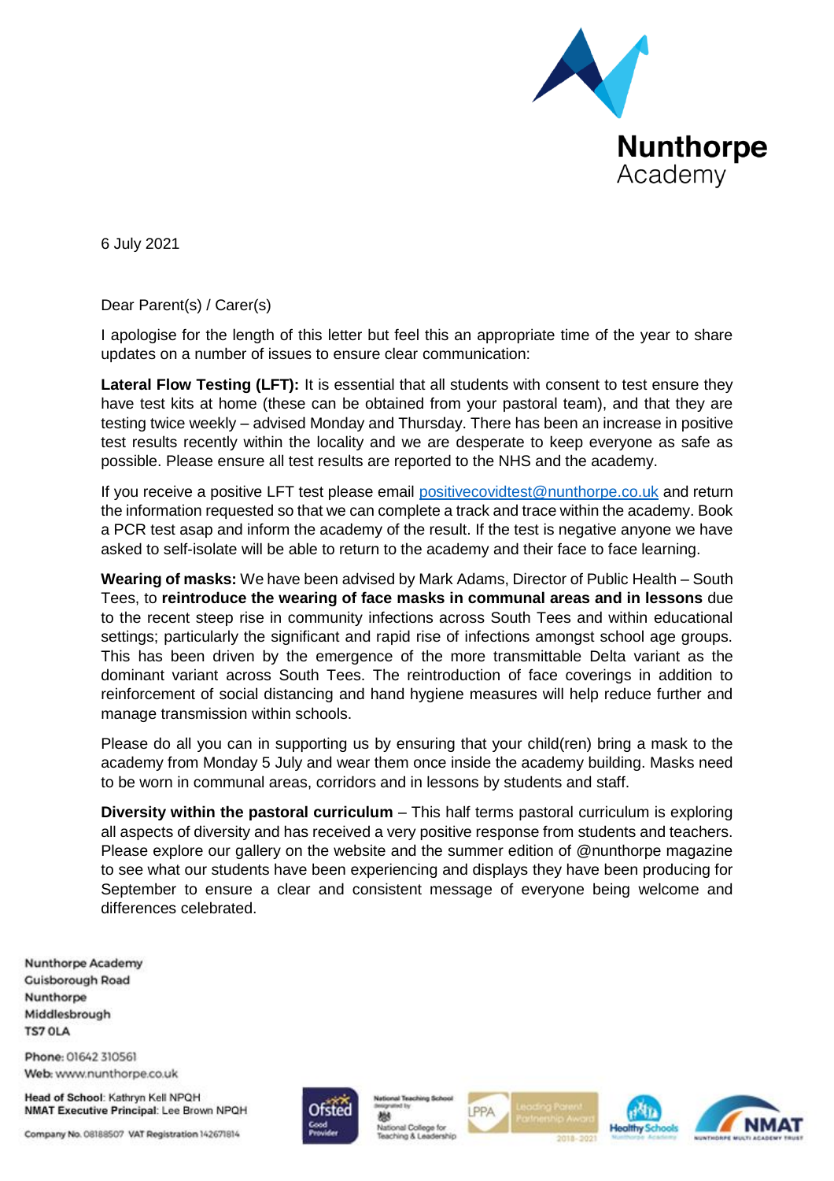Nunthorpe Academy

6 July 2021

Dear Parent(s) / Carer(s)

I apologise for the length of this letter but feel this an appropriate time of the year to share updates on a number of issues to ensure clear communication:

**Lateral Flow Testing (LFT):** It is essential that all students with consent to test ensure they have test kits at home (these can be obtained from your pastoral team), and that they are testing twice weekly – advised Monday and Thursday. There has been an increase in positive test results recently within the locality and we are desperate to keep everyone as safe as possible. Please ensure all test results are reported to the NHS and the academy.

If you receive a positive LFT test please email positivecovidtest@nunthorpe.co.uk and return the information requested so that we can complete a track and trace within the academy. Book a PCR test asap and inform the academy of the result. If the test is negative anyone we have asked to self-isolate will be able to return to the academy and their face to face learning.

**Wearing of masks:** We have been advised by Mark Adams, Director of Public Health – South Tees, to **reintroduce the wearing of face masks in communal areas and in lessons** due to the recent steep rise in community infections across South Tees and within educational settings; particularly the significant and rapid rise of infections amongst school age groups. This has been driven by the emergence of the more transmittable Delta variant as the dominant variant across South Tees. The reintroduction of face coverings in addition to reinforcement of social distancing and hand hygiene measures will help reduce further and manage transmission within schools.

Please do all you can in supporting us by ensuring that your child(ren) bring a mask to the academy from Monday 5 July and wear them once inside the academy building. Masks need to be worn in communal areas, corridors and in lessons by students and staff.

**Diversity within the pastoral curriculum** – This half terms pastoral curriculum is exploring all aspects of diversity and has received a very positive response from students and teachers. Please explore our gallery on the website and the summer edition of @nunthorpe magazine to see what our students have been experiencing and displays they have been producing for September to ensure a clear and consistent message of everyone being welcome and differences celebrated.

Nunthorpe Academy
Guisborough Road
Nunthorpe
Middlesbrough
TS7 0LA

Phone: 01642 310561
Web: www.nunthorpe.co.uk

**Head of School**: Kathryn Kell NPQH
**NMAT Executive Principal**: Lee Brown NPQH

Company No. 08188507 VAT Registration 142671814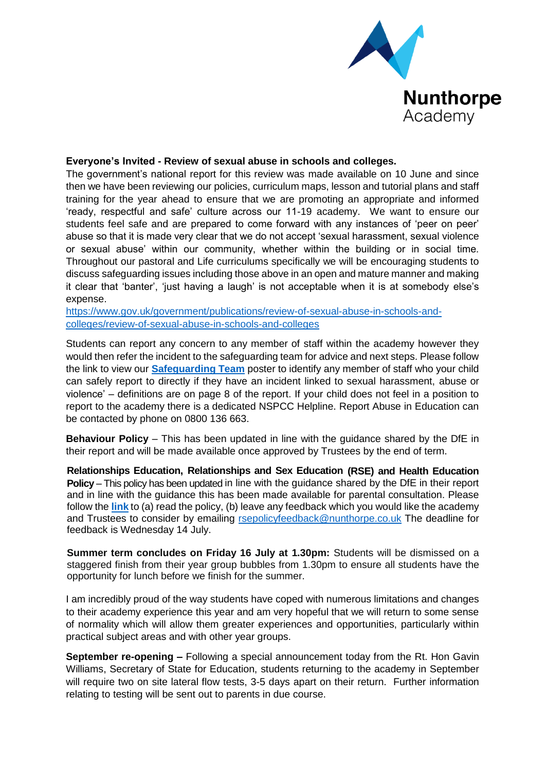**Everyone's Invited - Review of sexual abuse in schools and colleges.**

The government's national report for this review was made available on 10 June and since then we have been reviewing our policies, curriculum maps, lesson and tutorial plans and staff training for the year ahead to ensure that we are promoting an appropriate and informed 'ready, respectful and safe' culture across our 11-19 academy. We want to ensure our students feel safe and are prepared to come forward with any instances of 'peer on peer' abuse so that it is made very clear that we do not accept 'sexual harassment, sexual violence or sexual abuse' within our community, whether within the building or in social time. Throughout our pastoral and Life curriculums specifically we will be encouraging students to discuss safeguarding issues including those above in an open and mature manner and making it clear that 'banter', 'just having a laugh' is not acceptable when it is at somebody else's expense.

https://www.gov.uk/government/publications/review-of-sexual-abuse-in-schools-and-colleges/review-of-sexual-abuse-in-schools-and-colleges

Students can report any concern to any member of staff within the academy however they would then refer the incident to the safeguarding team for advice and next steps. Please follow the link to view our **Safeguarding Team** poster to identify any member of staff who your child can safely report to directly if they have an incident linked to sexual harassment, abuse or violence' – definitions are on page 8 of the report. If your child does not feel in a position to report to the academy there is a dedicated NSPCC Helpline. Report Abuse in Education can be contacted by phone on 0800 136 663.

**Behaviour Policy** – This has been updated in line with the guidance shared by the DfE in their report and will be made available once approved by Trustees by the end of term.

**Relationships Education, Relationships and Sex Education (RSE) and Health Education Policy** – This policy has been updated in line with the guidance shared by the DfE in their report and in line with the guidance this has been made available for parental consultation. Please follow the **link** to (a) read the policy, (b) leave any feedback which you would like the academy and Trustees to consider by emailing rsepolicyfeedback@nunthorpe.co.uk The deadline for feedback is Wednesday 14 July.

**Summer term concludes on Friday 16 July at 1.30pm:** Students will be dismissed on a staggered finish from their year group bubbles from 1.30pm to ensure all students have the opportunity for lunch before we finish for the summer.

I am incredibly proud of the way students have coped with numerous limitations and changes to their academy experience this year and am very hopeful that we will return to some sense of normality which will allow them greater experiences and opportunities, particularly within practical subject areas and with other year groups.

**September re-opening –** Following a special announcement today from the Rt. Hon Gavin Williams, Secretary of State for Education, students returning to the academy in September will require two on site lateral flow tests, 3-5 days apart on their return. Further information relating to testing will be sent out to parents in due course.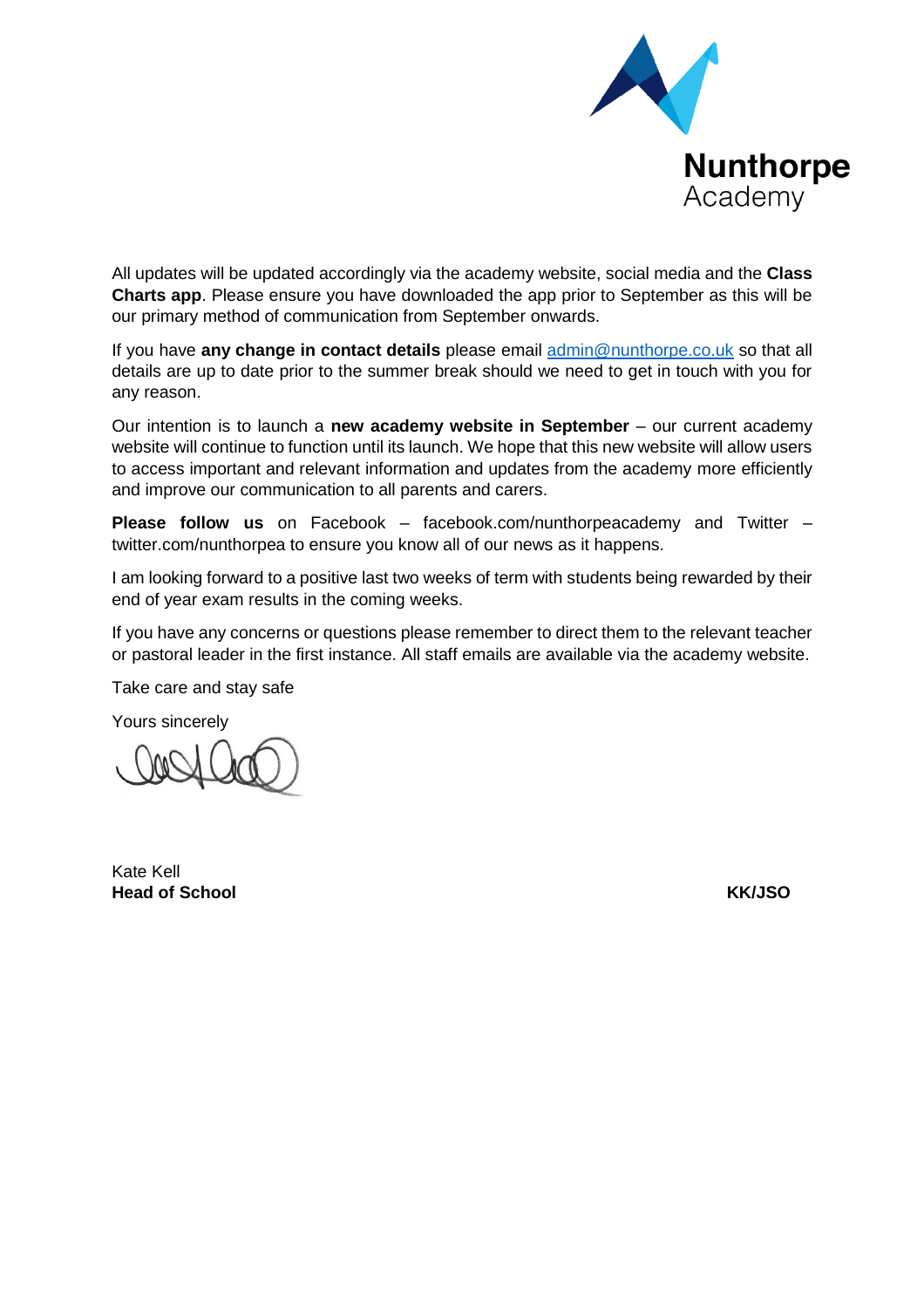All updates will be updated accordingly via the academy website, social media and the **Class Charts app**. Please ensure you have downloaded the app prior to September as this will be our primary method of communication from September onwards.

If you have **any change in contact details** please email [admin@nunthorpe.co.uk](mailto:admin@nunthorpe.co.uk) so that all details are up to date prior to the summer break should we need to get in touch with you for any reason.

Our intention is to launch a **new academy website in September** – our current academy website will continue to function until its launch. We hope that this new website will allow users to access important and relevant information and updates from the academy more efficiently and improve our communication to all parents and carers.

**Please follow us** on Facebook – facebook.com/nunthorpeacademy and Twitter – twitter.com/nunthorpea to ensure you know all of our news as it happens.

I am looking forward to a positive last two weeks of term with students being rewarded by their end of year exam results in the coming weeks.

If you have any concerns or questions please remember to direct them to the relevant teacher or pastoral leader in the first instance. All staff emails are available via the academy website.

Take care and stay safe

Yours sincerely

Kate Kell
**Head of School** **KK/JSO**